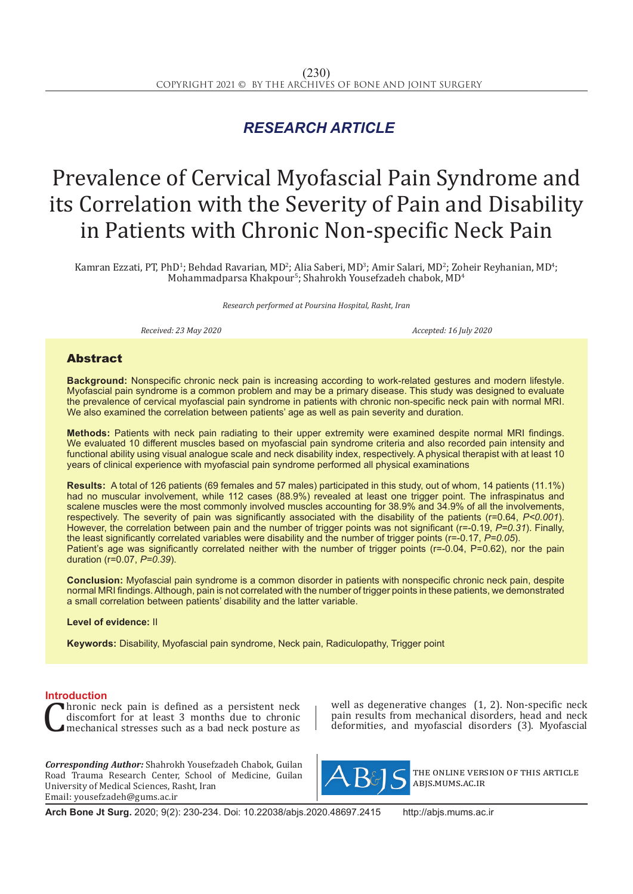*RESEARCH ARTICLE*

# Prevalence of Cervical Myofascial Pain Syndrome and its Correlation with the Severity of Pain and Disability in Patients with Chronic Non-specific Neck Pain

Kamran Ezzati, PT, PhD[1]; Behdad Ravarian, MD[2]; Alia Saberi, MD[3]; Amir Salari, MD[2]; Zoheir Reyhanian, MD[4]; Mohammadparsa Khakpour[5]; Shahrokh Yousefzadeh chabok, MD[4]

*Research performed at Poursina Hospital, Rasht, Iran*

*Received: 23 May 2020* *Accepted: 16 July 2020*

## Abstract

**Background:** Nonspecific chronic neck pain is increasing according to work-related gestures and modern lifestyle. Myofascial pain syndrome is a common problem and may be a primary disease. This study was designed to evaluate the prevalence of cervical myofascial pain syndrome in patients with chronic non-specific neck pain with normal MRI. We also examined the correlation between patients' age as well as pain severity and duration.

**Methods:** Patients with neck pain radiating to their upper extremity were examined despite normal MRI findings. We evaluated 10 different muscles based on myofascial pain syndrome criteria and also recorded pain intensity and functional ability using visual analogue scale and neck disability index, respectively. A physical therapist with at least 10 years of clinical experience with myofascial pain syndrome performed all physical examinations

**Results:** A total of 126 patients (69 females and 57 males) participated in this study, out of whom, 14 patients (11.1%) had no muscular involvement, while 112 cases (88.9%) revealed at least one trigger point. The infraspinatus and scalene muscles were the most commonly involved muscles accounting for 38.9% and 34.9% of all the involvements, respectively. The severity of pain was significantly associated with the disability of the patients (r=0.64, *P<0.001*). However, the correlation between pain and the number of trigger points was not significant (r=-0.19, *P=0.31*). Finally, the least significantly correlated variables were disability and the number of trigger points (r=-0.17, *P=0.05*).
Patient's age was significantly correlated neither with the number of trigger points (r=-0.04, P=0.62), nor the pain duration (r=0.07, *P=0.39*).

**Conclusion:** Myofascial pain syndrome is a common disorder in patients with nonspecific chronic neck pain, despite normal MRI findings. Although, pain is not correlated with the number of trigger points in these patients, we demonstrated a small correlation between patients' disability and the latter variable.

**Level of evidence:** II

**Keywords:** Disability, Myofascial pain syndrome, Neck pain, Radiculopathy, Trigger point

## Introduction

Chronic neck pain is defined as a persistent neck discomfort for at least 3 months due to chronic mechanical stresses such as a bad neck posture as well as degenerative changes (1, 2). Non-specific neck pain results from mechanical disorders, head and neck deformities, and myofascial disorders (3). Myofascial

***Corresponding Author:*** Shahrokh Yousefzadeh Chabok, Guilan Road Trauma Research Center, School of Medicine, Guilan University of Medical Sciences, Rasht, Iran
Email: yousefzadeh@gums.ac.ir

THE ONLINE VERSION OF THIS ARTICLE ABJS.MUMS.AC.IR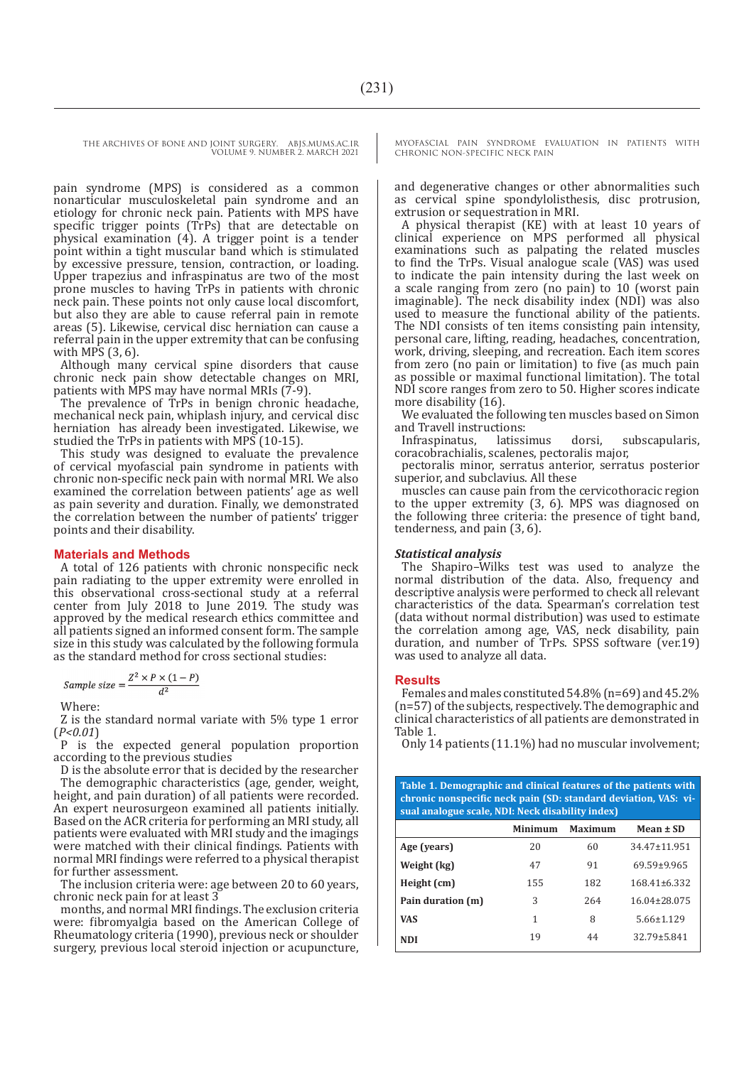pain syndrome (MPS) is considered as a common nonarticular musculoskeletal pain syndrome and an etiology for chronic neck pain. Patients with MPS have specific trigger points (TrPs) that are detectable on physical examination (4). A trigger point is a tender point within a tight muscular band which is stimulated by excessive pressure, tension, contraction, or loading. Upper trapezius and infraspinatus are two of the most prone muscles to having TrPs in patients with chronic neck pain. These points not only cause local discomfort, but also they are able to cause referral pain in remote areas (5). Likewise, cervical disc herniation can cause a referral pain in the upper extremity that can be confusing with MPS (3, 6).

Although many cervical spine disorders that cause chronic neck pain show detectable changes on MRI, patients with MPS may have normal MRIs (7-9).

The prevalence of TrPs in benign chronic headache, mechanical neck pain, whiplash injury, and cervical disc herniation has already been investigated. Likewise, we studied the TrPs in patients with MPS (10-15).

This study was designed to evaluate the prevalence of cervical myofascial pain syndrome in patients with chronic non-specific neck pain with normal MRI. We also examined the correlation between patients' age as well as pain severity and duration. Finally, we demonstrated the correlation between the number of patients' trigger points and their disability.

## Materials and Methods

A total of 126 patients with chronic nonspecific neck pain radiating to the upper extremity were enrolled in this observational cross-sectional study at a referral center from July 2018 to June 2019. The study was approved by the medical research ethics committee and all patients signed an informed consent form. The sample size in this study was calculated by the following formula as the standard method for cross sectional studies:

$$Sample\ size = \frac{Z^2 \times P \times (1-P)}{d^2}$$

Where:

Z is the standard normal variate with 5% type 1 error (*P<0.01*)

P is the expected general population proportion according to the previous studies

D is the absolute error that is decided by the researcher

The demographic characteristics (age, gender, weight, height, and pain duration) of all patients were recorded. An expert neurosurgeon examined all patients initially. Based on the ACR criteria for performing an MRI study, all patients were evaluated with MRI study and the imagings were matched with their clinical findings. Patients with normal MRI findings were referred to a physical therapist for further assessment.

The inclusion criteria were: age between 20 to 60 years, chronic neck pain for at least 3 months, and normal MRI findings. The exclusion criteria were: fibromyalgia based on the American College of Rheumatology criteria (1990), previous neck or shoulder surgery, previous local steroid injection or acupuncture, and degenerative changes or other abnormalities such as cervical spine spondylolisthesis, disc protrusion, extrusion or sequestration in MRI.

A physical therapist (KE) with at least 10 years of clinical experience on MPS performed all physical examinations such as palpating the related muscles to find the TrPs. Visual analogue scale (VAS) was used to indicate the pain intensity during the last week on a scale ranging from zero (no pain) to 10 (worst pain imaginable). The neck disability index (NDI) was also used to measure the functional ability of the patients. The NDI consists of ten items consisting pain intensity, personal care, lifting, reading, headaches, concentration, work, driving, sleeping, and recreation. Each item scores from zero (no pain or limitation) to five (as much pain as possible or maximal functional limitation). The total NDI score ranges from zero to 50. Higher scores indicate more disability (16).

We evaluated the following ten muscles based on Simon and Travell instructions:

Infraspinatus, latissimus dorsi, subscapularis, coracobrachialis, scalenes, pectoralis major, pectoralis minor, serratus anterior, serratus posterior superior, and subclavius. All these muscles can cause pain from the cervicothoracic region to the upper extremity (3, 6). MPS was diagnosed on the following three criteria: the presence of tight band, tenderness, and pain (3, 6).

### *Statistical analysis*

The Shapiro–Wilks test was used to analyze the normal distribution of the data. Also, frequency and descriptive analysis were performed to check all relevant characteristics of the data. Spearman's correlation test (data without normal distribution) was used to estimate the correlation among age, VAS, neck disability, pain duration, and number of TrPs. SPSS software (ver.19) was used to analyze all data.

## Results

Females and males constituted 54.8% (n=69) and 45.2% (n=57) of the subjects, respectively. The demographic and clinical characteristics of all patients are demonstrated in Table 1.

Only 14 patients (11.1%) had no muscular involvement;

**Table 1. Demographic and clinical features of the patients with chronic nonspecific neck pain (SD: standard deviation, VAS: visual analogue scale, NDI: Neck disability index)**

| | Minimum | Maximum | Mean ± SD |
|---|---|---|---|
| Age (years) | 20 | 60 | 34.47±11.951 |
| Weight (kg) | 47 | 91 | 69.59±9.965 |
| Height (cm) | 155 | 182 | 168.41±6.332 |
| Pain duration (m) | 3 | 264 | 16.04±28.075 |
| VAS | 1 | 8 | 5.66±1.129 |
| NDI | 19 | 44 | 32.79±5.841 |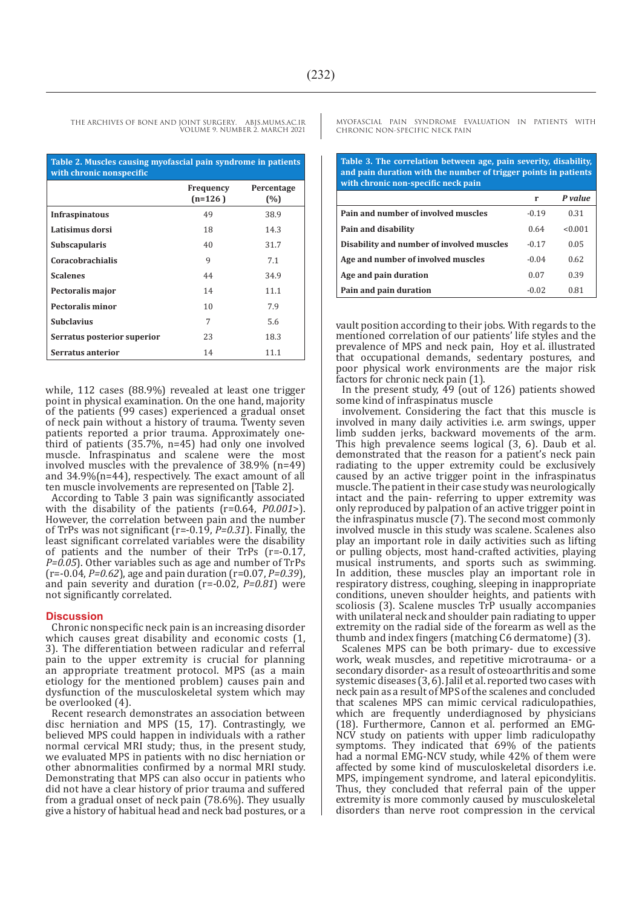**Table 2. Muscles causing myofascial pain syndrome in patients with chronic nonspecific**

| | Frequency (n=126 ) | Percentage (%) |
|---|---|---|
| **Infraspinatous** | 49 | 38.9 |
| **Latisimus dorsi** | 18 | 14.3 |
| **Subscapularis** | 40 | 31.7 |
| **Coracobrachialis** | 9 | 7.1 |
| **Scalenes** | 44 | 34.9 |
| **Pectoralis major** | 14 | 11.1 |
| **Pectoralis minor** | 10 | 7.9 |
| **Subclavius** | 7 | 5.6 |
| **Serratus posterior superior** | 23 | 18.3 |
| **Serratus anterior** | 14 | 11.1 |

while, 112 cases (88.9%) revealed at least one trigger point in physical examination. On the one hand, majority of the patients (99 cases) experienced a gradual onset of neck pain without a history of trauma. Twenty seven patients reported a prior trauma. Approximately one-third of patients (35.7%, n=45) had only one involved muscle. Infraspinatus and scalene were the most involved muscles with the prevalence of 38.9% (n=49) and 34.9%(n=44), respectively. The exact amount of all ten muscle involvements are represented on [Table 2].

According to Table 3 pain was significantly associated with the disability of the patients (r=0.64, *P0.001*>). However, the correlation between pain and the number of TrPs was not significant (r=-0.19, *P=0.31*). Finally, the least significant correlated variables were the disability of patients and the number of their TrPs (r=-0.17, *P=0.05*). Other variables such as age and number of TrPs (r=-0.04, *P=0.62*), age and pain duration (r=0.07, *P=0.39*), and pain severity and duration (r=-0.02, *P=0.81*) were not significantly correlated.

## Discussion

Chronic nonspecific neck pain is an increasing disorder which causes great disability and economic costs (1, 3). The differentiation between radicular and referral pain to the upper extremity is crucial for planning an appropriate treatment protocol. MPS (as a main etiology for the mentioned problem) causes pain and dysfunction of the musculoskeletal system which may be overlooked (4).

Recent research demonstrates an association between disc herniation and MPS (15, 17). Contrastingly, we believed MPS could happen in individuals with a rather normal cervical MRI study; thus, in the present study, we evaluated MPS in patients with no disc herniation or other abnormalities confirmed by a normal MRI study. Demonstrating that MPS can also occur in patients who did not have a clear history of prior trauma and suffered from a gradual onset of neck pain (78.6%). They usually give a history of habitual head and neck bad postures, or a

**Table 3. The correlation between age, pain severity, disability, and pain duration with the number of trigger points in patients with chronic non-specific neck pain**

| | r | *P value* |
|---|---|---|
| **Pain and number of involved muscles** | -0.19 | 0.31 |
| **Pain and disability** | 0.64 | <0.001 |
| **Disability and number of involved muscles** | -0.17 | 0.05 |
| **Age and number of involved muscles** | -0.04 | 0.62 |
| **Age and pain duration** | 0.07 | 0.39 |
| **Pain and pain duration** | -0.02 | 0.81 |

vault position according to their jobs. With regards to the mentioned correlation of our patients' life styles and the prevalence of MPS and neck pain, Hoy et al. illustrated that occupational demands, sedentary postures, and poor physical work environments are the major risk factors for chronic neck pain (1).

In the present study, 49 (out of 126) patients showed some kind of infraspinatus muscle

involvement. Considering the fact that this muscle is involved in many daily activities i.e. arm swings, upper limb sudden jerks, backward movements of the arm. This high prevalence seems logical (3, 6). Daub et al. demonstrated that the reason for a patient's neck pain radiating to the upper extremity could be exclusively caused by an active trigger point in the infraspinatus muscle. The patient in their case study was neurologically intact and the pain- referring to upper extremity was only reproduced by palpation of an active trigger point in the infraspinatus muscle (7). The second most commonly involved muscle in this study was scalene. Scalenes also play an important role in daily activities such as lifting or pulling objects, most hand-crafted activities, playing musical instruments, and sports such as swimming. In addition, these muscles play an important role in respiratory distress, coughing, sleeping in inappropriate conditions, uneven shoulder heights, and patients with scoliosis (3). Scalene muscles TrP usually accompanies with unilateral neck and shoulder pain radiating to upper extremity on the radial side of the forearm as well as the thumb and index fingers (matching C6 dermatome) (3).

Scalenes MPS can be both primary- due to excessive work, weak muscles, and repetitive microtrauma- or a secondary disorder- as a result of osteoarthritis and some systemic diseases (3, 6). Jalil et al. reported two cases with neck pain as a result of MPS of the scalenes and concluded that scalenes MPS can mimic cervical radiculopathies, which are frequently underdiagnosed by physicians (18). Furthermore, Cannon et al. performed an EMG-NCV study on patients with upper limb radiculopathy symptoms. They indicated that 69% of the patients had a normal EMG-NCV study, while 42% of them were affected by some kind of musculoskeletal disorders i.e. MPS, impingement syndrome, and lateral epicondylitis. Thus, they concluded that referral pain of the upper extremity is more commonly caused by musculoskeletal disorders than nerve root compression in the cervical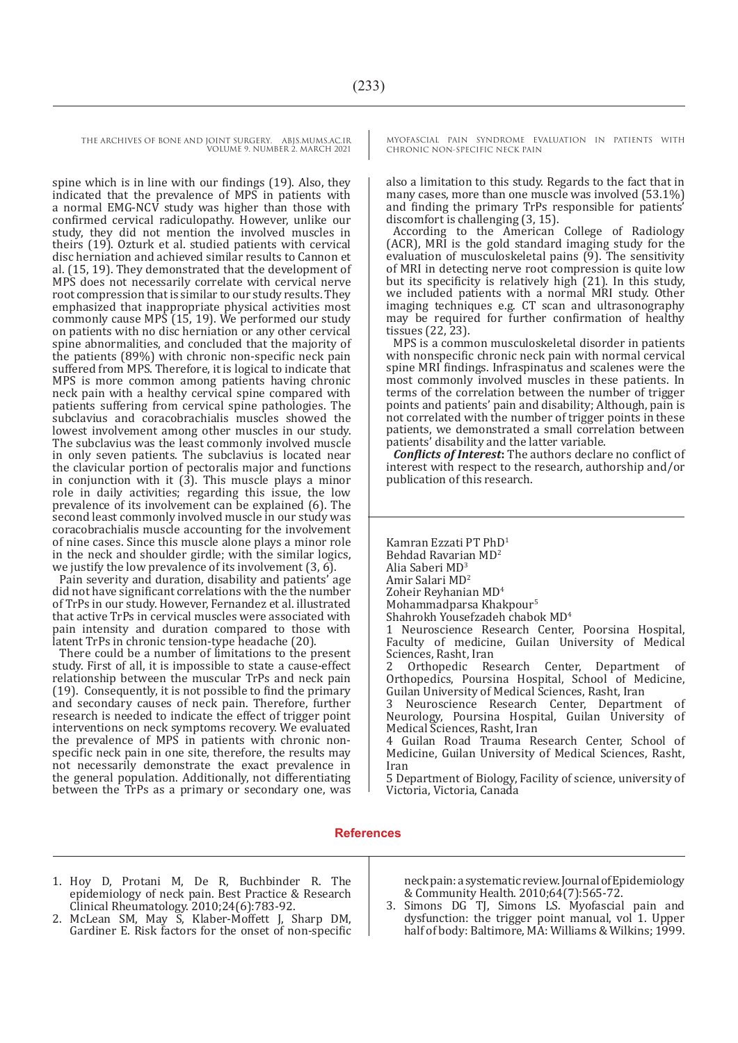spine which is in line with our findings (19). Also, they indicated that the prevalence of MPS in patients with a normal EMG-NCV study was higher than those with confirmed cervical radiculopathy. However, unlike our study, they did not mention the involved muscles in theirs (19). Ozturk et al. studied patients with cervical disc herniation and achieved similar results to Cannon et al. (15, 19). They demonstrated that the development of MPS does not necessarily correlate with cervical nerve root compression that is similar to our study results. They emphasized that inappropriate physical activities most commonly cause MPS (15, 19). We performed our study on patients with no disc herniation or any other cervical spine abnormalities, and concluded that the majority of the patients (89%) with chronic non-specific neck pain suffered from MPS. Therefore, it is logical to indicate that MPS is more common among patients having chronic neck pain with a healthy cervical spine compared with patients suffering from cervical spine pathologies. The subclavius and coracobrachialis muscles showed the lowest involvement among other muscles in our study. The subclavius was the least commonly involved muscle in only seven patients. The subclavius is located near the clavicular portion of pectoralis major and functions in conjunction with it (3). This muscle plays a minor role in daily activities; regarding this issue, the low prevalence of its involvement can be explained (6). The second least commonly involved muscle in our study was coracobrachialis muscle accounting for the involvement of nine cases. Since this muscle alone plays a minor role in the neck and shoulder girdle; with the similar logics, we justify the low prevalence of its involvement (3, 6).

Pain severity and duration, disability and patients' age did not have significant correlations with the the number of TrPs in our study. However, Fernandez et al. illustrated that active TrPs in cervical muscles were associated with pain intensity and duration compared to those with latent TrPs in chronic tension-type headache (20).

There could be a number of limitations to the present study. First of all, it is impossible to state a cause-effect relationship between the muscular TrPs and neck pain (19). Consequently, it is not possible to find the primary and secondary causes of neck pain. Therefore, further research is needed to indicate the effect of trigger point interventions on neck symptoms recovery. We evaluated the prevalence of MPS in patients with chronic non-specific neck pain in one site, therefore, the results may not necessarily demonstrate the exact prevalence in the general population. Additionally, not differentiating between the TrPs as a primary or secondary one, was also a limitation to this study. Regards to the fact that in many cases, more than one muscle was involved (53.1%) and finding the primary TrPs responsible for patients' discomfort is challenging (3, 15).

According to the American College of Radiology (ACR), MRI is the gold standard imaging study for the evaluation of musculoskeletal pains (9). The sensitivity of MRI in detecting nerve root compression is quite low but its specificity is relatively high (21). In this study, we included patients with a normal MRI study. Other imaging techniques e.g. CT scan and ultrasonography may be required for further confirmation of healthy tissues (22, 23).

MPS is a common musculoskeletal disorder in patients with nonspecific chronic neck pain with normal cervical spine MRI findings. Infraspinatus and scalenes were the most commonly involved muscles in these patients. In terms of the correlation between the number of trigger points and patients' pain and disability; Although, pain is not correlated with the number of trigger points in these patients, we demonstrated a small correlation between patients' disability and the latter variable.

***Conflicts of Interest***: The authors declare no conflict of interest with respect to the research, authorship and/or publication of this research.

Kamran Ezzati PT PhD[1]
Behdad Ravarian MD[2]
Alia Saberi MD[3]
Amir Salari MD[2]
Zoheir Reyhanian MD[4]
Mohammadparsa Khakpour[5]
Shahrokh Yousefzadeh chabok MD[4]

1 Neuroscience Research Center, Poorsina Hospital, Faculty of medicine, Guilan University of Medical Sciences, Rasht, Iran
2 Orthopedic Research Center, Department of Orthopedics, Poursina Hospital, School of Medicine, Guilan University of Medical Sciences, Rasht, Iran
3 Neuroscience Research Center, Department of Neurology, Poursina Hospital, Guilan University of Medical Sciences, Rasht, Iran
4 Guilan Road Trauma Research Center, School of Medicine, Guilan University of Medical Sciences, Rasht, Iran
5 Department of Biology, Facility of science, university of Victoria, Victoria, Canada

## References

1. Hoy D, Protani M, De R, Buchbinder R. The epidemiology of neck pain. Best Practice & Research Clinical Rheumatology. 2010;24(6):783-92.
2. McLean SM, May S, Klaber-Moffett J, Sharp DM, Gardiner E. Risk factors for the onset of non-specific neck pain: a systematic review. Journal of Epidemiology & Community Health. 2010;64(7):565-72.
3. Simons DG TJ, Simons LS. Myofascial pain and dysfunction: the trigger point manual, vol 1. Upper half of body: Baltimore, MA: Williams & Wilkins; 1999.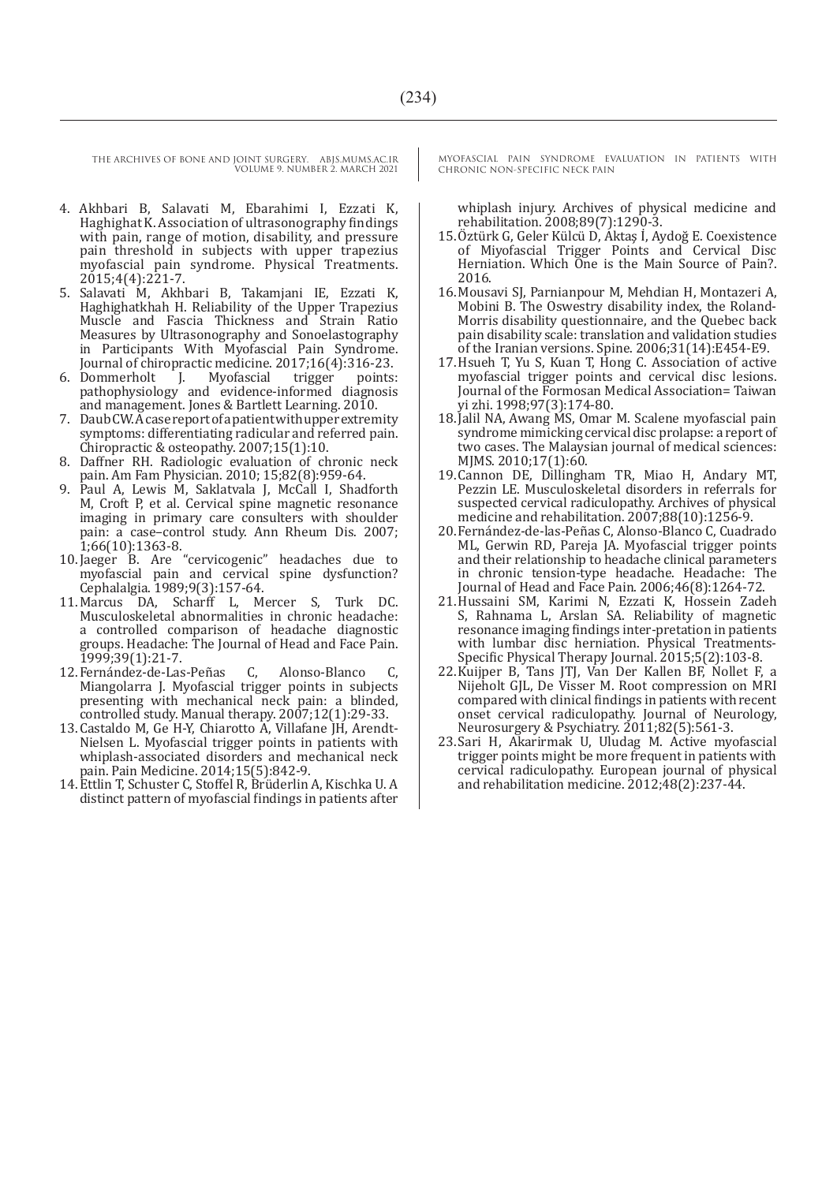4. Akhbari B, Salavati M, Ebarahimi I, Ezzati K, Haghighat K. Association of ultrasonography findings with pain, range of motion, disability, and pressure pain threshold in subjects with upper trapezius myofascial pain syndrome. Physical Treatments. 2015;4(4):221-7.
5. Salavati M, Akhbari B, Takamjani IE, Ezzati K, Haghighatkhah H. Reliability of the Upper Trapezius Muscle and Fascia Thickness and Strain Ratio Measures by Ultrasonography and Sonoelastography in Participants With Myofascial Pain Syndrome. Journal of chiropractic medicine. 2017;16(4):316-23.
6. Dommerholt J. Myofascial trigger points: pathophysiology and evidence-informed diagnosis and management. Jones & Bartlett Learning. 2010.
7. Daub CW. A case report of a patient with upper extremity symptoms: differentiating radicular and referred pain. Chiropractic & osteopathy. 2007;15(1):10.
8. Daffner RH. Radiologic evaluation of chronic neck pain. Am Fam Physician. 2010; 15;82(8):959-64.
9. Paul A, Lewis M, Saklatvala J, McCall I, Shadforth M, Croft P, et al. Cervical spine magnetic resonance imaging in primary care consulters with shoulder pain: a case–control study. Ann Rheum Dis. 2007; 1;66(10):1363-8.
10. Jaeger B. Are "cervicogenic" headaches due to myofascial pain and cervical spine dysfunction? Cephalalgia. 1989;9(3):157-64.
11. Marcus DA, Scharff L, Mercer S, Turk DC. Musculoskeletal abnormalities in chronic headache: a controlled comparison of headache diagnostic groups. Headache: The Journal of Head and Face Pain. 1999;39(1):21-7.
12. Fernández-de-Las-Peñas C, Alonso-Blanco C, Miangolarra J. Myofascial trigger points in subjects presenting with mechanical neck pain: a blinded, controlled study. Manual therapy. 2007;12(1):29-33.
13. Castaldo M, Ge H-Y, Chiarotto A, Villafane JH, Arendt-Nielsen L. Myofascial trigger points in patients with whiplash-associated disorders and mechanical neck pain. Pain Medicine. 2014;15(5):842-9.
14. Ettlin T, Schuster C, Stoffel R, Brüderlin A, Kischka U. A distinct pattern of myofascial findings in patients after whiplash injury. Archives of physical medicine and rehabilitation. 2008;89(7):1290-3.
15. Öztürk G, Geler Külcü D, Aktaş İ, Aydoğ E. Coexistence of Miyofascial Trigger Points and Cervical Disc Herniation. Which One is the Main Source of Pain?. 2016.
16. Mousavi SJ, Parnianpour M, Mehdian H, Montazeri A, Mobini B. The Oswestry disability index, the Roland-Morris disability questionnaire, and the Quebec back pain disability scale: translation and validation studies of the Iranian versions. Spine. 2006;31(14):E454-E9.
17. Hsueh T, Yu S, Kuan T, Hong C. Association of active myofascial trigger points and cervical disc lesions. Journal of the Formosan Medical Association= Taiwan yi zhi. 1998;97(3):174-80.
18. Jalil NA, Awang MS, Omar M. Scalene myofascial pain syndrome mimicking cervical disc prolapse: a report of two cases. The Malaysian journal of medical sciences: MJMS. 2010;17(1):60.
19. Cannon DE, Dillingham TR, Miao H, Andary MT, Pezzin LE. Musculoskeletal disorders in referrals for suspected cervical radiculopathy. Archives of physical medicine and rehabilitation. 2007;88(10):1256-9.
20. Fernández-de-las-Peñas C, Alonso-Blanco C, Cuadrado ML, Gerwin RD, Pareja JA. Myofascial trigger points and their relationship to headache clinical parameters in chronic tension-type headache. Headache: The Journal of Head and Face Pain. 2006;46(8):1264-72.
21. Hussaini SM, Karimi N, Ezzati K, Hossein Zadeh S, Rahnama L, Arslan SA. Reliability of magnetic resonance imaging findings inter-pretation in patients with lumbar disc herniation. Physical Treatments-Specific Physical Therapy Journal. 2015;5(2):103-8.
22. Kuijper B, Tans JTJ, Van Der Kallen BF, Nollet F, a Nijeholt GJL, De Visser M. Root compression on MRI compared with clinical findings in patients with recent onset cervical radiculopathy. Journal of Neurology, Neurosurgery & Psychiatry. 2011;82(5):561-3.
23. Sari H, Akarirmak U, Uludag M. Active myofascial trigger points might be more frequent in patients with cervical radiculopathy. European journal of physical and rehabilitation medicine. 2012;48(2):237-44.